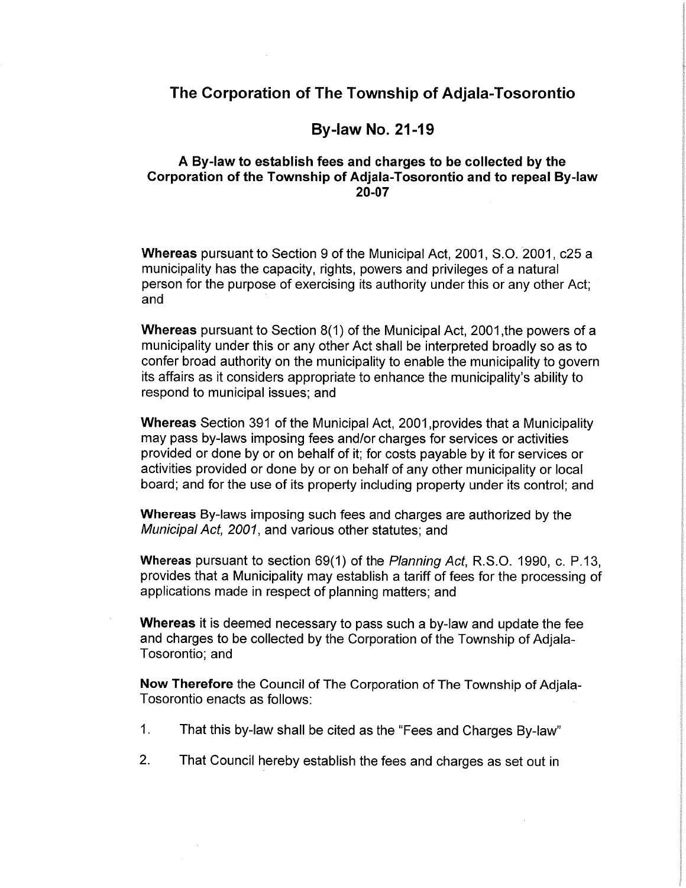# The Corporation of The Township of Adjala-Tosorontio

## By-law No. 21-19

### A By-law to establish fees and charges to be collected by the Corporation of the Township of Adjala-Tosorontio and to repeal By-law 20-07

**Whereas** pursuant to Section 9 of the Municipal Act, 2001, S.O. 2001, c25 a municipality has the capacity, rights, powers and privileges of a natural person for the purpose of exercising its authority under this or any other Act; and

**Whereas** pursuant to Section 8(1) of the Municipal Act, 2001,the powers of a municipality under this or any other Act shall be interpreted broadly so as to confer broad authority on the municipality to enable the municipality to govern its affairs as it considers appropriate to enhance the municipality's ability to respond to municipal issues; and

**Whereas** Section 391 of the Municipal Act, 2001,provides that a Municipality may pass by-laws imposing fees and/or charges for services or activities provided or done by or on behalf of it; for costs payable by it for services or activities provided or done by or on behalf of any other municipality or local board; and for the use of its property including property under its control; and

**Whereas** By-laws imposing such fees and charges are authorized by the *Municipal Act, 2001*, and various other statutes; and

**Whereas** pursuant to section 69(1) of the *Planning Act*, R.S.O. 1990, c. P.13, provides that a Municipality may establish a tariff of fees for the processing of applications made in respect of planning matters; and

**Whereas** it is deemed necessary to pass such a by-law and update the fee and charges to be collected by the Corporation of the Township of Adjala-Tosorontio; and

**Now Therefore** the Council of The Corporation of The Township of Adjala-Tosorontio enacts as follows:

1. That this by-law shall be cited as the "Fees and Charges By-law"

2. That Council hereby establish the fees and charges as set out in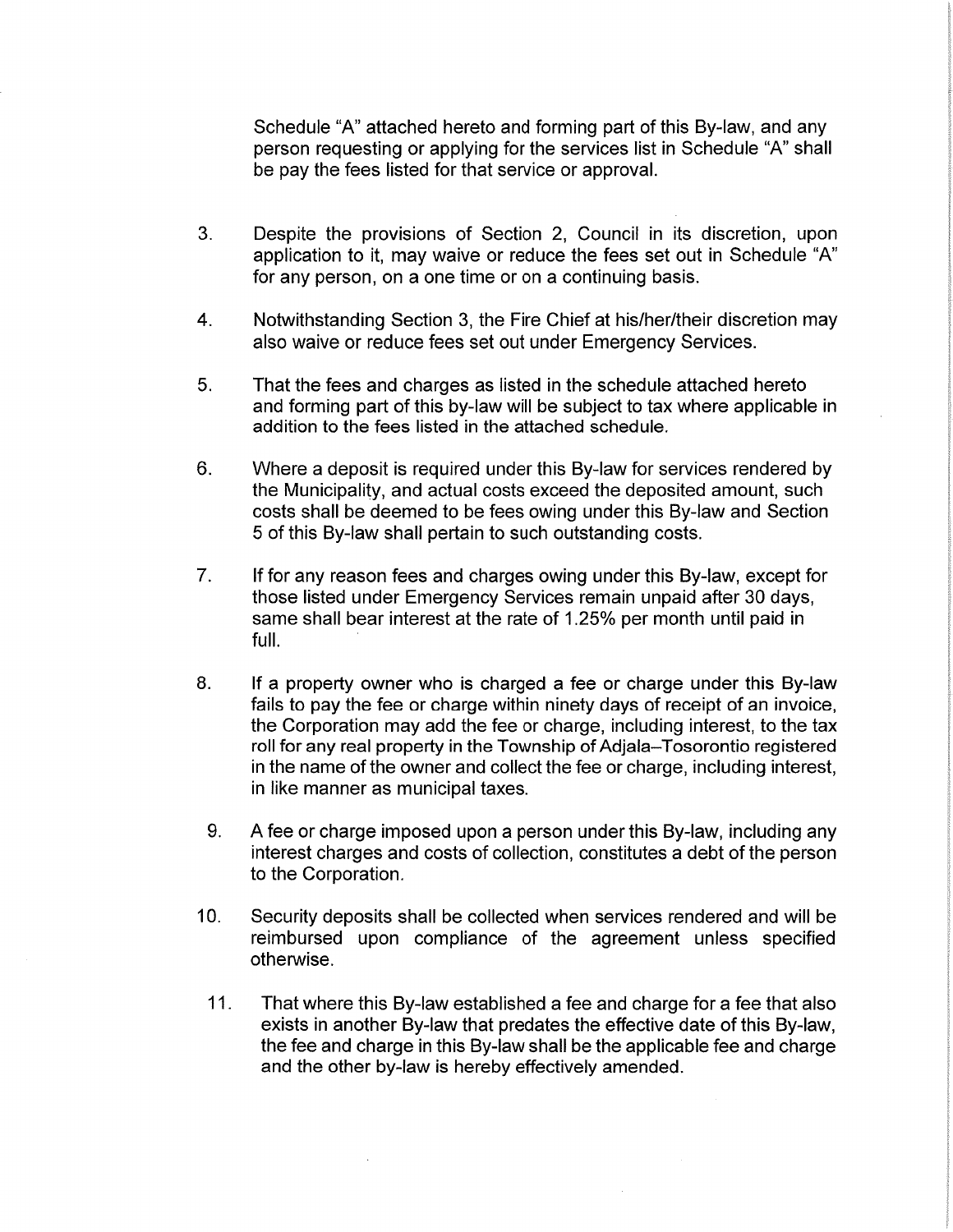Schedule "A" attached hereto and forming part of this By-law, and any person requesting or applying for the services list in Schedule "A" shall be pay the fees listed for that service or approval.

3. Despite the provisions of Section 2, Council in its discretion, upon application to it, may waive or reduce the fees set out in Schedule "A" for any person, on a one time or on a continuing basis.

4. Notwithstanding Section 3, the Fire Chief at his/her/their discretion may also waive or reduce fees set out under Emergency Services.

5. That the fees and charges as listed in the schedule attached hereto and forming part of this by-law will be subject to tax where applicable in addition to the fees listed in the attached schedule.

6. Where a deposit is required under this By-law for services rendered by the Municipality, and actual costs exceed the deposited amount, such costs shall be deemed to be fees owing under this By-law and Section 5 of this By-law shall pertain to such outstanding costs.

7. If for any reason fees and charges owing under this By-law, except for those listed under Emergency Services remain unpaid after 30 days, same shall bear interest at the rate of 1.25% per month until paid in full.

8. If a property owner who is charged a fee or charge under this By-law fails to pay the fee or charge within ninety days of receipt of an invoice, the Corporation may add the fee or charge, including interest, to the tax roll for any real property in the Township of Adjala–Tosorontio registered in the name of the owner and collect the fee or charge, including interest, in like manner as municipal taxes.

9. A fee or charge imposed upon a person under this By-law, including any interest charges and costs of collection, constitutes a debt of the person to the Corporation.

10. Security deposits shall be collected when services rendered and will be reimbursed upon compliance of the agreement unless specified otherwise.

11. That where this By-law established a fee and charge for a fee that also exists in another By-law that predates the effective date of this By-law, the fee and charge in this By-law shall be the applicable fee and charge and the other by-law is hereby effectively amended.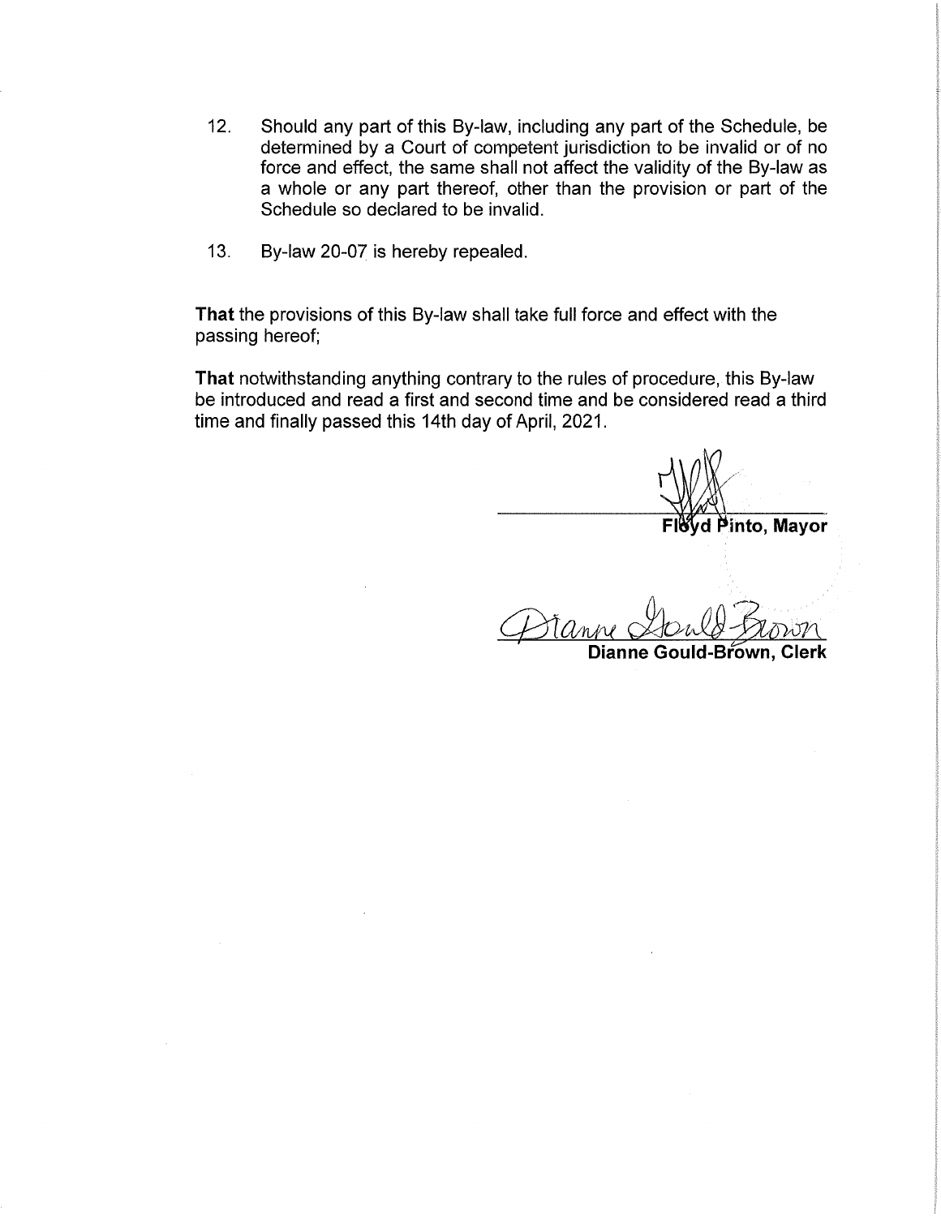12. Should any part of this By-law, including any part of the Schedule, be determined by a Court of competent jurisdiction to be invalid or of no force and effect, the same shall not affect the validity of the By-law as a whole or any part thereof, other than the provision or part of the Schedule so declared to be invalid.

13. By-law 20-07 is hereby repealed.

**That** the provisions of this By-law shall take full force and effect with the passing hereof;

**That** notwithstanding anything contrary to the rules of procedure, this By-law be introduced and read a first and second time and be considered read a third time and finally passed this 14th day of April, 2021.

**Floyd Pinto, Mayor**

**Dianne Gould-Brown, Clerk**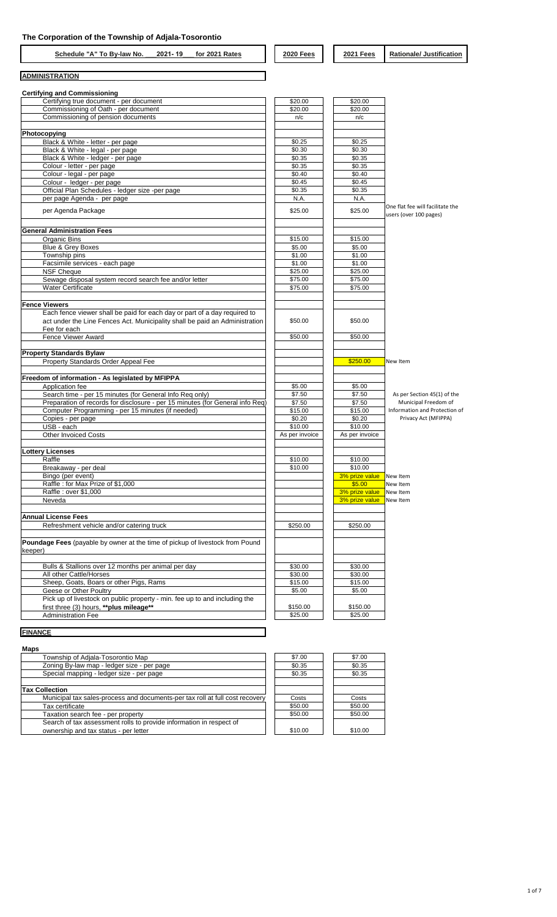**The Corporation of the Township of Adjala-Tosorontio**

| Schedule "A" To By-law No. ___2021- 19___ for 2021 Rates | 2020 Fees | 2021 Fees | Rationale/ Justification |
|---|---|---|---|
| **ADMINISTRATION** | | | |
| **Certifying and Commissioning** | | | |
| Certifying true document - per document | $20.00 | $20.00 | |
| Commissioning of Oath - per document | $20.00 | $20.00 | |
| Commissioning of pension documents | n/c | n/c | |
| **Photocopying** | | | |
| Black & White - letter - per page | $0.25 | $0.25 | |
| Black & White - legal - per page | $0.30 | $0.30 | |
| Black & White - ledger - per page | $0.35 | $0.35 | |
| Colour - letter - per page | $0.35 | $0.35 | |
| Colour - legal - per page | $0.40 | $0.40 | |
| Colour - ledger - per page | $0.45 | $0.45 | |
| Official Plan Schedules - ledger size -per page | $0.35 | $0.35 | |
| per page Agenda - per page | N.A. | N.A. | |
| per Agenda Package | $25.00 | $25.00 | One flat fee will facilitate the users (over 100 pages) |
| **General Administration Fees** | | | |
| Organic Bins | $15.00 | $15.00 | |
| Blue & Grey Boxes | $5.00 | $5.00 | |
| Township pins | $1.00 | $1.00 | |
| Facsimile services - each page | $1.00 | $1.00 | |
| NSF Cheque | $25.00 | $25.00 | |
| Sewage disposal system record search fee and/or letter | $75.00 | $75.00 | |
| Water Certificate | $75.00 | $75.00 | |
| **Fence Viewers** | | | |
| Each fence viewer shall be paid for each day or part of a day required to act under the Line Fences Act. Municipality shall be paid an Administration Fee for each | $50.00 | $50.00 | |
| Fence Viewer Award | $50.00 | $50.00 | |
| **Property Standards Bylaw** | | | |
| Property Standards Order Appeal Fee | | $250.00 | New Item |
| **Freedom of information - As legislated by MFIPPA** | | | |
| Application fee | $5.00 | $5.00 | |
| Search time - per 15 minutes (for General Info Req only) | $7.50 | $7.50 | As per Section 45(1) of the Municipal Freedom of Information and Protection of Privacy Act (MFIPPA) |
| Preparation of records for disclosure - per 15 minutes (for General Info Req) | $7.50 | $7.50 | |
| Computer Programming - per 15 minutes (if needed) | $15.00 | $15.00 | |
| Copies - per page | $0.20 | $0.20 | |
| USB - each | $10.00 | $10.00 | |
| Other Invoiced Costs | As per invoice | As per invoice | |
| **Lottery Licenses** | | | |
| Raffle | $10.00 | $10.00 | |
| Breakaway - per deal | $10.00 | $10.00 | |
| Bingo (per event) | | 3% prize value | New Item |
| Raffle : for Max Prize of $1,000 | | $5.00 | New Item |
| Raffle : over $1,000 | | 3% prize value | New Item |
| Neveda | | 3% prize value | New Item |
| **Annual License Fees** | | | |
| Refreshment vehicle and/or catering truck | $250.00 | $250.00 | |
| **Poundage Fees** (payable by owner at the time of pickup of livestock from Pound keeper) | | | |
| Bulls & Stallions over 12 months per animal per day | $30.00 | $30.00 | |
| All other Cattle/Horses | $30.00 | $30.00 | |
| Sheep, Goats, Boars or other Pigs, Rams | $15.00 | $15.00 | |
| Geese or Other Poultry | $5.00 | $5.00 | |
| Pick up of livestock on public property - min. fee up to and including the first three (3) hours, **plus mileage** | $150.00 | $150.00 | |
| Administration Fee | $25.00 | $25.00 | |
| **FINANCE** | | | |
| **Maps** | | | |
| Township of Adjala-Tosorontio Map | $7.00 | $7.00 | |
| Zoning By-law map - ledger size - per page | $0.35 | $0.35 | |
| Special mapping - ledger size - per page | $0.35 | $0.35 | |
| **Tax Collection** | | | |
| Municipal tax sales-process and documents-per tax roll at full cost recovery | Costs | Costs | |
| Tax certificate | $50.00 | $50.00 | |
| Taxation search fee - per property | $50.00 | $50.00 | |
| Search of tax assessment rolls to provide information in respect of ownership and tax status - per letter | $10.00 | $10.00 | |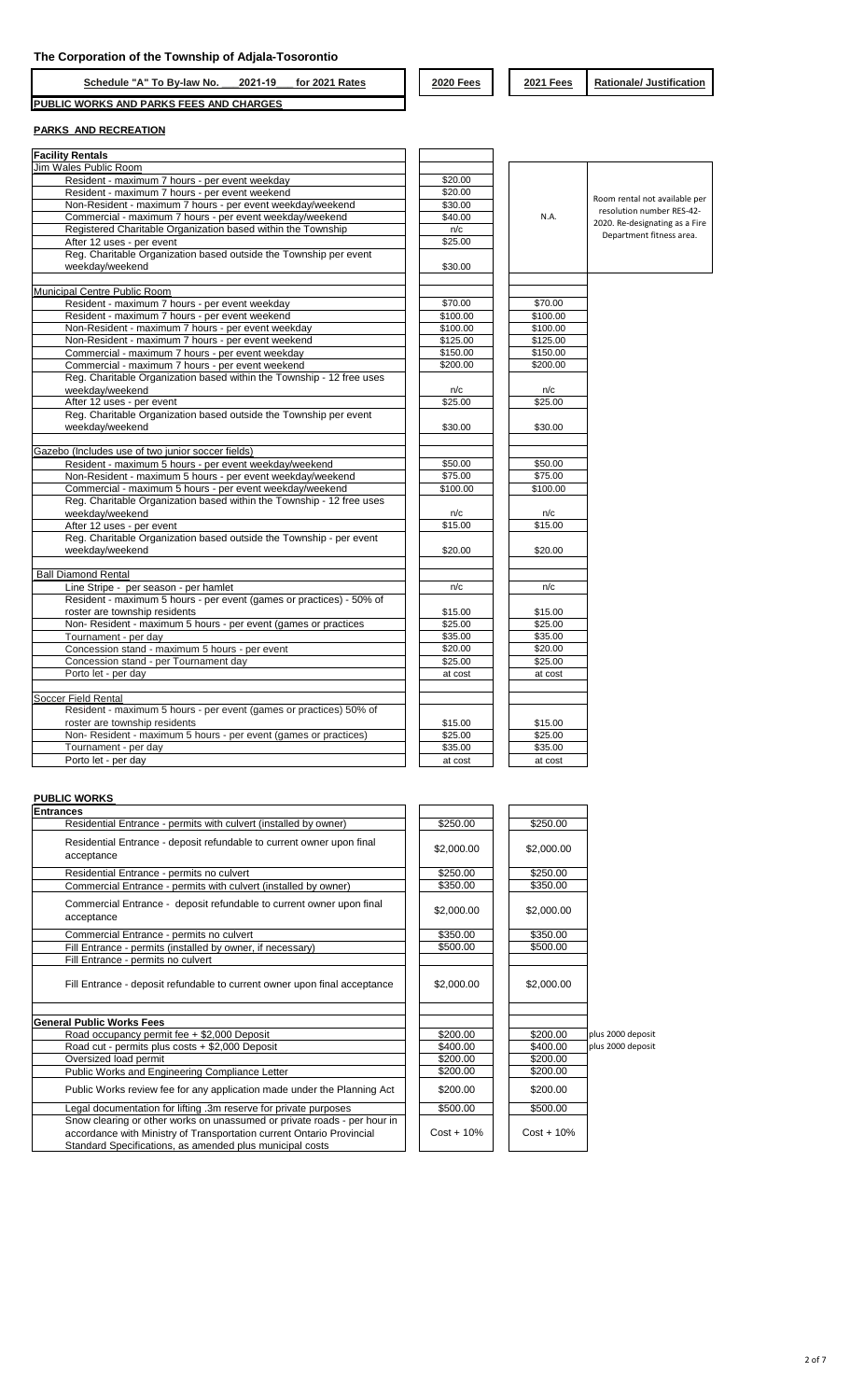# The Corporation of the Township of Adjala-Tosorontio

**Schedule "A" To By-law No. 2021-19 for 2021 Rates**

**PUBLIC WORKS AND PARKS FEES AND CHARGES**

## PARKS AND RECREATION

| Facility Rentals | 2020 Fees | 2021 Fees | Rationale/ Justification |
|---|---|---|---|
| **Jim Wales Public Room** | | | |
| Resident - maximum 7 hours - per event weekday | $20.00 | N.A. | Room rental not available per resolution number RES-42-2020. Re-designating as a Fire Department fitness area. |
| Resident - maximum 7 hours - per event weekend | $20.00 | | |
| Non-Resident - maximum 7 hours - per event weekday/weekend | $30.00 | | |
| Commercial - maximum 7 hours - per event weekday/weekend | $40.00 | | |
| Registered Charitable Organization based within the Township | n/c | | |
| After 12 uses - per event | $25.00 | | |
| Reg. Charitable Organization based outside the Township per event weekday/weekend | $30.00 | | |
| **Municipal Centre Public Room** | | | |
| Resident - maximum 7 hours - per event weekday | $70.00 | $70.00 | |
| Resident - maximum 7 hours - per event weekend | $100.00 | $100.00 | |
| Non-Resident - maximum 7 hours - per event weekday | $100.00 | $100.00 | |
| Non-Resident - maximum 7 hours - per event weekend | $125.00 | $125.00 | |
| Commercial - maximum 7 hours - per event weekday | $150.00 | $150.00 | |
| Commercial - maximum 7 hours - per event weekend | $200.00 | $200.00 | |
| Reg. Charitable Organization based within the Township - 12 free uses weekday/weekend | n/c | n/c | |
| After 12 uses - per event | $25.00 | $25.00 | |
| Reg. Charitable Organization based outside the Township per event weekday/weekend | $30.00 | $30.00 | |
| **Gazebo (Includes use of two junior soccer fields)** | | | |
| Resident - maximum 5 hours - per event weekday/weekend | $50.00 | $50.00 | |
| Non-Resident - maximum 5 hours - per event weekday/weekend | $75.00 | $75.00 | |
| Commercial - maximum 5 hours - per event weekday/weekend | $100.00 | $100.00 | |
| Reg. Charitable Organization based within the Township - 12 free uses weekday/weekend | n/c | n/c | |
| After 12 uses - per event | $15.00 | $15.00 | |
| Reg. Charitable Organization based outside the Township - per event weekday/weekend | $20.00 | $20.00 | |
| **Ball Diamond Rental** | | | |
| Line Stripe - per season - per hamlet | n/c | n/c | |
| Resident - maximum 5 hours - per event (games or practices) - 50% of roster are township residents | $15.00 | $15.00 | |
| Non- Resident - maximum 5 hours - per event (games or practices | $25.00 | $25.00 | |
| Tournament - per day | $35.00 | $35.00 | |
| Concession stand - maximum 5 hours - per event | $20.00 | $20.00 | |
| Concession stand - per Tournament day | $25.00 | $25.00 | |
| Porto let - per day | at cost | at cost | |
| **Soccer Field Rental** | | | |
| Resident - maximum 5 hours - per event (games or practices) 50% of roster are township residents | $15.00 | $15.00 | |
| Non- Resident - maximum 5 hours - per event (games or practices) | $25.00 | $25.00 | |
| Tournament - per day | $35.00 | $35.00 | |
| Porto let - per day | at cost | at cost | |

## PUBLIC WORKS

| Entrances | 2020 Fees | 2021 Fees | Rationale/ Justification |
|---|---|---|---|
| Residential Entrance - permits with culvert (installed by owner) | $250.00 | $250.00 | |
| Residential Entrance - deposit refundable to current owner upon final acceptance | $2,000.00 | $2,000.00 | |
| Residential Entrance - permits no culvert | $250.00 | $250.00 | |
| Commercial Entrance - permits with culvert (installed by owner) | $350.00 | $350.00 | |
| Commercial Entrance - deposit refundable to current owner upon final acceptance | $2,000.00 | $2,000.00 | |
| Commercial Entrance - permits no culvert | $350.00 | $350.00 | |
| Fill Entrance - permits (installed by owner, if necessary) | $500.00 | $500.00 | |
| Fill Entrance - permits no culvert | | | |
| Fill Entrance - deposit refundable to current owner upon final acceptance | $2,000.00 | $2,000.00 | |
| **General Public Works Fees** | | | |
| Road occupancy permit fee + $2,000 Deposit | $200.00 | $200.00 | plus 2000 deposit |
| Road cut - permits plus costs + $2,000 Deposit | $400.00 | $400.00 | plus 2000 deposit |
| Oversized load permit | $200.00 | $200.00 | |
| Public Works and Engineering Compliance Letter | $200.00 | $200.00 | |
| Public Works review fee for any application made under the Planning Act | $200.00 | $200.00 | |
| Legal documentation for lifting .3m reserve for private purposes | $500.00 | $500.00 | |
| Snow clearing or other works on unassumed or private roads - per hour in accordance with Ministry of Transportation current Ontario Provincial Standard Specifications, as amended plus municipal costs | Cost + 10% | Cost + 10% | |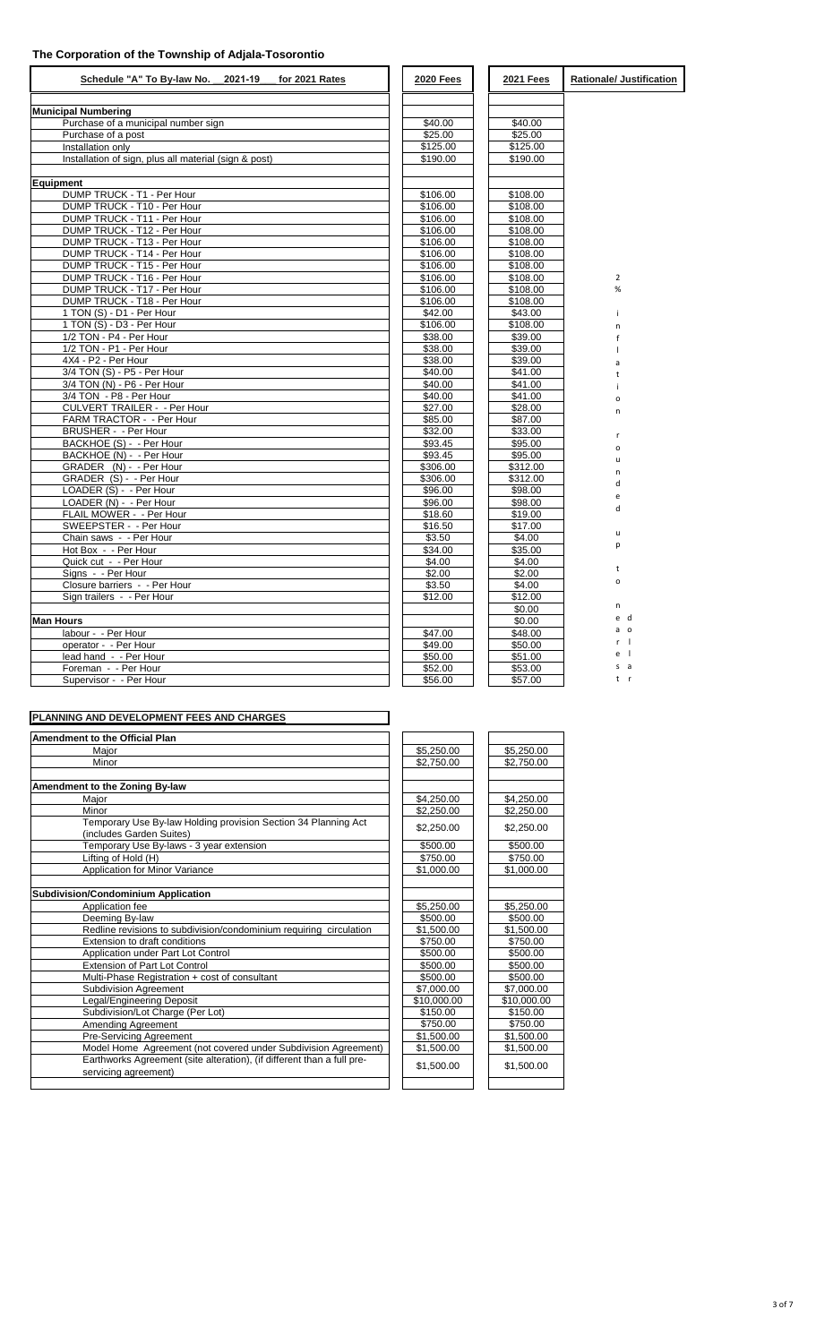## The Corporation of the Township of Adjala-Tosorontio

| Schedule "A" To By-law No. 2021-19 for 2021 Rates | 2020 Fees | 2021 Fees | Rationale/ Justification |
|---|---|---|---|
| **Municipal Numbering** | | | |
| Purchase of a municipal number sign | $40.00 | $40.00 | |
| Purchase of a post | $25.00 | $25.00 | |
| Installation only | $125.00 | $125.00 | |
| Installation of sign, plus all material (sign & post) | $190.00 | $190.00 | |
| **Equipment** | | | |
| DUMP TRUCK - T1 - Per Hour | $106.00 | $108.00 | |
| DUMP TRUCK - T10 - Per Hour | $106.00 | $108.00 | |
| DUMP TRUCK - T11 - Per Hour | $106.00 | $108.00 | |
| DUMP TRUCK - T12 - Per Hour | $106.00 | $108.00 | |
| DUMP TRUCK - T13 - Per Hour | $106.00 | $108.00 | |
| DUMP TRUCK - T14 - Per Hour | $106.00 | $108.00 | |
| DUMP TRUCK - T15 - Per Hour | $106.00 | $108.00 | |
| DUMP TRUCK - T16 - Per Hour | $106.00 | $108.00 | 2% inflation round up to nearest dollar |
| DUMP TRUCK - T17 - Per Hour | $106.00 | $108.00 | |
| DUMP TRUCK - T18 - Per Hour | $106.00 | $108.00 | |
| 1 TON (S) - D1 - Per Hour | $42.00 | $43.00 | |
| 1 TON (S) - D3 - Per Hour | $106.00 | $108.00 | |
| 1/2 TON - P4 - Per Hour | $38.00 | $39.00 | |
| 1/2 TON - P1 - Per Hour | $38.00 | $39.00 | |
| 4X4 - P2 - Per Hour | $38.00 | $39.00 | |
| 3/4 TON (S) - P5 - Per Hour | $40.00 | $41.00 | |
| 3/4 TON (N) - P6 - Per Hour | $40.00 | $41.00 | |
| 3/4 TON - P8 - Per Hour | $40.00 | $41.00 | |
| CULVERT TRAILER - - Per Hour | $27.00 | $28.00 | |
| FARM TRACTOR - - Per Hour | $85.00 | $87.00 | |
| BRUSHER - - Per Hour | $32.00 | $33.00 | |
| BACKHOE (S) - - Per Hour | $93.45 | $95.00 | |
| BACKHOE (N) - - Per Hour | $93.45 | $95.00 | |
| GRADER (N) - - Per Hour | $306.00 | $312.00 | |
| GRADER (S) - - Per Hour | $306.00 | $312.00 | |
| LOADER (S) - - Per Hour | $96.00 | $98.00 | |
| LOADER (N) - - Per Hour | $96.00 | $98.00 | |
| FLAIL MOWER - - Per Hour | $18.60 | $19.00 | |
| SWEEPSTER - - Per Hour | $16.50 | $17.00 | |
| Chain saws - - Per Hour | $3.50 | $4.00 | |
| Hot Box - - Per Hour | $34.00 | $35.00 | |
| Quick cut - - Per Hour | $4.00 | $4.00 | |
| Signs - - Per Hour | $2.00 | $2.00 | |
| Closure barriers - - Per Hour | $3.50 | $4.00 | |
| Sign trailers - - Per Hour | $12.00 | $12.00 | |
| | | $0.00 | |
| **Man Hours** | | $0.00 | |
| labour - - Per Hour | $47.00 | $48.00 | |
| operator - - Per Hour | $49.00 | $50.00 | |
| lead hand - - Per Hour | $50.00 | $51.00 | |
| Foreman - - Per Hour | $52.00 | $53.00 | |
| Supervisor - - Per Hour | $56.00 | $57.00 | |

### PLANNING AND DEVELOPMENT FEES AND CHARGES

| | 2020 Fees | 2021 Fees |
|---|---|---|
| **Amendment to the Official Plan** | | |
| Major | $5,250.00 | $5,250.00 |
| Minor | $2,750.00 | $2,750.00 |
| **Amendment to the Zoning By-law** | | |
| Major | $4,250.00 | $4,250.00 |
| Minor | $2,250.00 | $2,250.00 |
| Temporary Use By-law Holding provision Section 34 Planning Act (includes Garden Suites) | $2,250.00 | $2,250.00 |
| Temporary Use By-laws - 3 year extension | $500.00 | $500.00 |
| Lifting of Hold (H) | $750.00 | $750.00 |
| Application for Minor Variance | $1,000.00 | $1,000.00 |
| **Subdivision/Condominium Application** | | |
| Application fee | $5,250.00 | $5,250.00 |
| Deeming By-law | $500.00 | $500.00 |
| Redline revisions to subdivision/condominium requiring circulation | $1,500.00 | $1,500.00 |
| Extension to draft conditions | $750.00 | $750.00 |
| Application under Part Lot Control | $500.00 | $500.00 |
| Extension of Part Lot Control | $500.00 | $500.00 |
| Multi-Phase Registration + cost of consultant | $500.00 | $500.00 |
| Subdivision Agreement | $7,000.00 | $7,000.00 |
| Legal/Engineering Deposit | $10,000.00 | $10,000.00 |
| Subdivision/Lot Charge (Per Lot) | $150.00 | $150.00 |
| Amending Agreement | $750.00 | $750.00 |
| Pre-Servicing Agreement | $1,500.00 | $1,500.00 |
| Model Home Agreement (not covered under Subdivision Agreement) | $1,500.00 | $1,500.00 |
| Earthworks Agreement (site alteration), (if different than a full pre-servicing agreement) | $1,500.00 | $1,500.00 |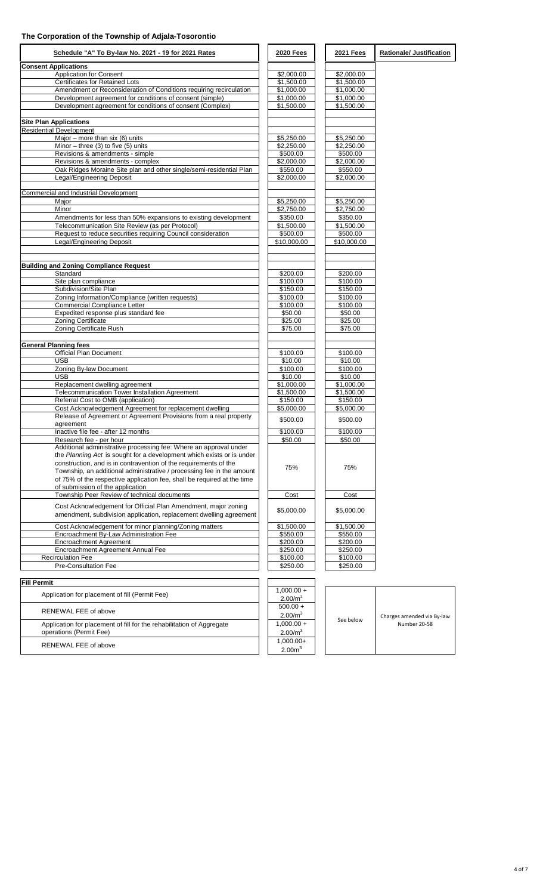## The Corporation of the Township of Adjala-Tosorontio

| Schedule "A" To By-law No. 2021 - 19 for 2021 Rates | 2020 Fees | 2021 Fees | Rationale/ Justification |
|---|---|---|---|
| **Consent Applications** | | | |
| Application for Consent | \$2,000.00 | \$2,000.00 | |
| Certificates for Retained Lots | \$1,500.00 | \$1,500.00 | |
| Amendment or Reconsideration of Conditions requiring recirculation | \$1,000.00 | \$1,000.00 | |
| Development agreement for conditions of consent (simple) | \$1,000.00 | \$1,000.00 | |
| Development agreement for conditions of consent (Complex) | \$1,500.00 | \$1,500.00 | |
| | | | |
| **Site Plan Applications** | | | |
| Residential Development | | | |
| Major – more than six (6) units | \$5,250.00 | \$5,250.00 | |
| Minor – three (3) to five (5) units | \$2,250.00 | \$2,250.00 | |
| Revisions & amendments - simple | \$500.00 | \$500.00 | |
| Revisions & amendments - complex | \$2,000.00 | \$2,000.00 | |
| Oak Ridges Moraine Site plan and other single/semi-residential Plan | \$550.00 | \$550.00 | |
| Legal/Engineering Deposit | \$2,000.00 | \$2,000.00 | |
| | | | |
| Commercial and Industrial Development | | | |
| Major | \$5,250.00 | \$5,250.00 | |
| Minor | \$2,750.00 | \$2,750.00 | |
| Amendments for less than 50% expansions to existing development | \$350.00 | \$350.00 | |
| Telecommunication Site Review (as per Protocol) | \$1,500.00 | \$1,500.00 | |
| Request to reduce securities requiring Council consideration | \$500.00 | \$500.00 | |
| Legal/Engineering Deposit | \$10,000.00 | \$10,000.00 | |
| | | | |
| **Building and Zoning Compliance Request** | | | |
| Standard | \$200.00 | \$200.00 | |
| Site plan compliance | \$100.00 | \$100.00 | |
| Subdivision/Site Plan | \$150.00 | \$150.00 | |
| Zoning Information/Compliance (written requests) | \$100.00 | \$100.00 | |
| Commercial Compliance Letter | \$100.00 | \$100.00 | |
| Expedited response plus standard fee | \$50.00 | \$50.00 | |
| Zoning Certificate | \$25.00 | \$25.00 | |
| Zoning Certificate Rush | \$75.00 | \$75.00 | |
| | | | |
| **General Planning fees** | | | |
| Official Plan Document | \$100.00 | \$100.00 | |
| USB | \$10.00 | \$10.00 | |
| Zoning By-law Document | \$100.00 | \$100.00 | |
| USB | \$10.00 | \$10.00 | |
| Replacement dwelling agreement | \$1,000.00 | \$1,000.00 | |
| Telecommunication Tower Installation Agreement | \$1,500.00 | \$1,500.00 | |
| Referral Cost to OMB (application) | \$150.00 | \$150.00 | |
| Cost Acknowledgement Agreement for replacement dwelling | \$5,000.00 | \$5,000.00 | |
| Release of Agreement or Agreement Provisions from a real property agreement | \$500.00 | \$500.00 | |
| Inactive file fee - after 12 months | \$100.00 | \$100.00 | |
| Research fee - per hour | \$50.00 | \$50.00 | |
| Additional administrative processing fee: Where an approval under the *Planning Act* is sought for a development which exists or is under construction, and is in contravention of the requirements of the Township, an additional administrative / processing fee in the amount of 75% of the respective application fee, shall be required at the time of submission of the application | 75% | 75% | |
| Township Peer Review of technical documents | Cost | Cost | |
| Cost Acknowledgement for Official Plan Amendment, major zoning amendment, subdivision application, replacement dwelling agreement | \$5,000.00 | \$5,000.00 | |
| Cost Acknowledgement for minor planning/Zoning matters | \$1,500.00 | \$1,500.00 | |
| Encroachment By-Law Administration Fee | \$550.00 | \$550.00 | |
| Encroachment Agreement | \$200.00 | \$200.00 | |
| Encroachment Agreement Annual Fee | \$250.00 | \$250.00 | |
| Recirculation Fee | \$100.00 | \$100.00 | |
| Pre-Consultation Fee | \$250.00 | \$250.00 | |

| Fill Permit | 2020 Fees | 2021 Fees | Rationale/ Justification |
|---|---|---|---|
| Application for placement of fill (Permit Fee) | 1,000.00 + 2.00/$m^3$ | See below | Charges amended via By-law Number 20-58 |
| RENEWAL FEE of above | 500.00 + 2.00/$m^3$ | | |
| Application for placement of fill for the rehabilitation of Aggregate operations (Permit Fee) | 1,000.00 + 2.00/$m^3$ | | |
| RENEWAL FEE of above | 1,000.00+ 2.00$m^3$ | | |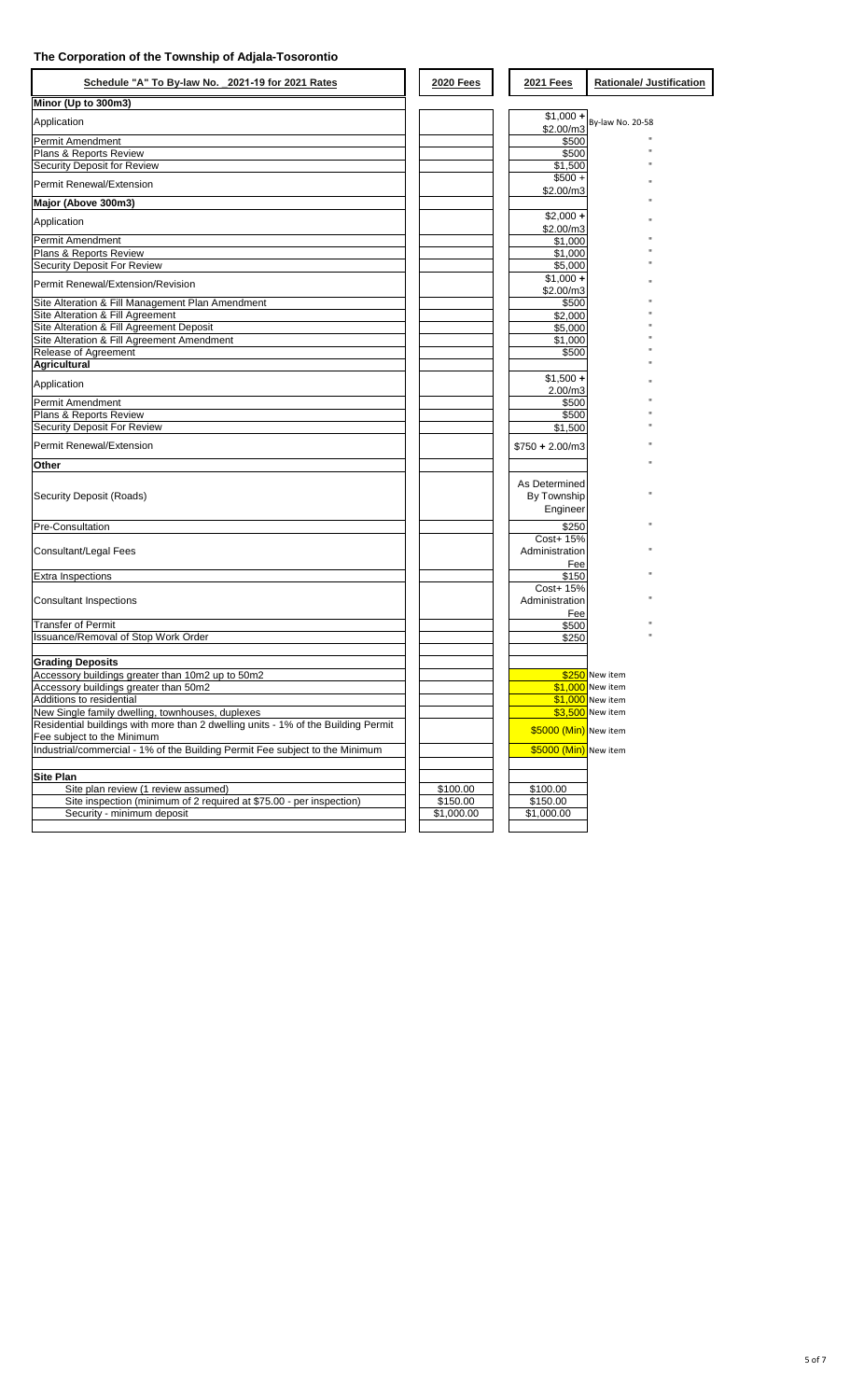## The Corporation of the Township of Adjala-Tosorontio

| Schedule "A" To By-law No. _2021-19 for 2021 Rates | 2020 Fees | 2021 Fees | Rationale/ Justification |
|---|---|---|---|
| **Minor (Up to 300m3)** | | | |
| Application | | $1,000 + $2.00/m3 | By-law No. 20-58 |
| Permit Amendment | | $500 | " |
| Plans & Reports Review | | $500 | " |
| Security Deposit for Review | | $1,500 | " |
| Permit Renewal/Extension | | $500 + $2.00/m3 | " |
| **Major (Above 300m3)** | | | " |
| Application | | $2,000 + $2.00/m3 | " |
| Permit Amendment | | $1,000 | " |
| Plans & Reports Review | | $1,000 | " |
| Security Deposit For Review | | $5,000 | " |
| Permit Renewal/Extension/Revision | | $1,000 + $2.00/m3 | " |
| Site Alteration & Fill Management Plan Amendment | | $500 | " |
| Site Alteration & Fill Agreement | | $2,000 | " |
| Site Alteration & Fill Agreement Deposit | | $5,000 | " |
| Site Alteration & Fill Agreement Amendment | | $1,000 | " |
| Release of Agreement | | $500 | " |
| **Agricultural** | | | " |
| Application | | $1,500 + 2.00/m3 | " |
| Permit Amendment | | $500 | " |
| Plans & Reports Review | | $500 | " |
| Security Deposit For Review | | $1,500 | " |
| Permit Renewal/Extension | | $750 + 2.00/m3 | " |
| **Other** | | | " |
| Security Deposit (Roads) | | As Determined By Township Engineer | " |
| Pre-Consultation | | $250 | " |
| Consultant/Legal Fees | | Cost+ 15% Administration Fee | " |
| Extra Inspections | | $150 | " |
| Consultant Inspections | | Cost+ 15% Administration Fee | " |
| Transfer of Permit | | $500 | " |
| Issuance/Removal of Stop Work Order | | $250 | " |
| | | | |
| **Grading Deposits** | | | |
| Accessory buildings greater than 10m2 up to 50m2 | | $250 | New item |
| Accessory buildings greater than 50m2 | | $1,000 | New item |
| Additions to residential | | $1,000 | New item |
| New Single family dwelling, townhouses, duplexes | | $3,500 | New item |
| Residential buildings with more than 2 dwelling units - 1% of the Building Permit Fee subject to the Minimum | | $5000 (Min) | New item |
| Industrial/commercial - 1% of the Building Permit Fee subject to the Minimum | | $5000 (Min) | New item |
| | | | |
| **Site Plan** | | | |
| Site plan review (1 review assumed) | $100.00 | $100.00 | |
| Site inspection (minimum of 2 required at $75.00 - per inspection) | $150.00 | $150.00 | |
| Security - minimum deposit | $1,000.00 | $1,000.00 | |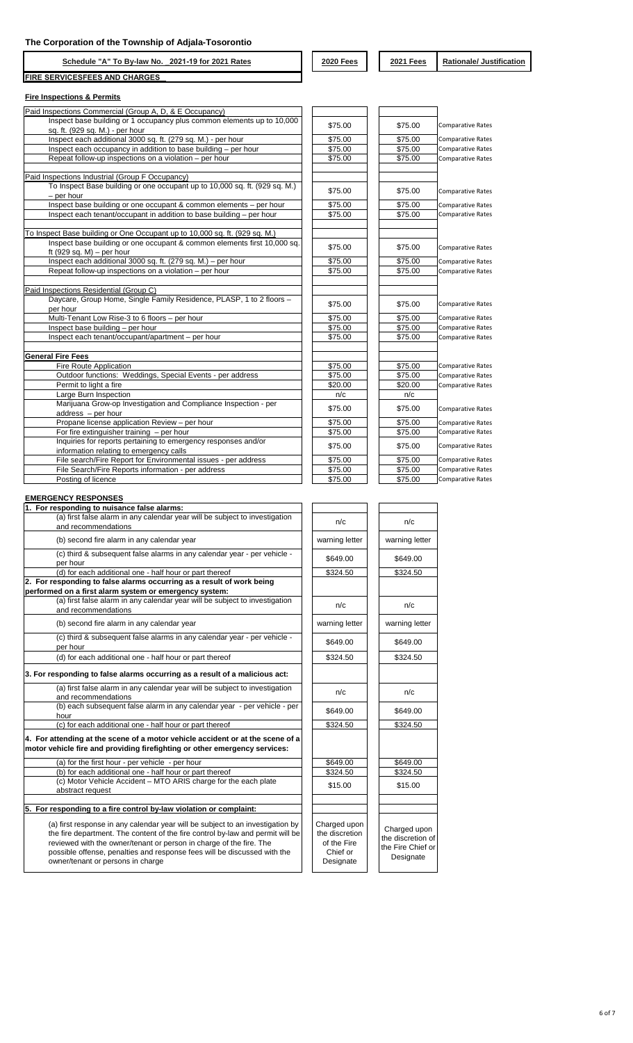# The Corporation of the Township of Adjala-Tosorontio

| Schedule "A" To By-law No. _2021-19 for 2021 Rates | 2020 Fees | 2021 Fees | Rationale/ Justification |
|---|---|---|---|
| **FIRE SERVICESFEES AND CHARGES** | | | |

## Fire Inspections & Permits

| | 2020 Fees | 2021 Fees | Rationale/ Justification |
|---|---|---|---|
| Paid Inspections Commercial (Group A, D, & E Occupancy) | | | |
| Inspect base building or 1 occupancy plus common elements up to 10,000 sq. ft. (929 sq. M.) - per hour | $75.00 | $75.00 | Comparative Rates |
| Inspect each additional 3000 sq. ft. (279 sq. M.) - per hour | $75.00 | $75.00 | Comparative Rates |
| Inspect each occupancy in addition to base building – per hour | $75.00 | $75.00 | Comparative Rates |
| Repeat follow-up inspections on a violation – per hour | $75.00 | $75.00 | Comparative Rates |
| | | | |
| Paid Inspections Industrial (Group F Occupancy) | | | |
| To Inspect Base building or One occupant up to 10,000 sq. ft. (929 sq. M.) – per hour | $75.00 | $75.00 | Comparative Rates |
| Inspect base building or one occupant & common elements – per hour | $75.00 | $75.00 | Comparative Rates |
| Inspect each tenant/occupant in addition to base building – per hour | $75.00 | $75.00 | Comparative Rates |
| | | | |
| To Inspect Base building or One Occupant up to 10,000 sq. ft. (929 sq. M.) | | | |
| Inspect base building or one occupant & common elements first 10,000 sq. ft (929 sq. M) – per hour | $75.00 | $75.00 | Comparative Rates |
| Inspect each additional 3000 sq. ft. (279 sq. M.) – per hour | $75.00 | $75.00 | Comparative Rates |
| Repeat follow-up inspections on a violation – per hour | $75.00 | $75.00 | Comparative Rates |
| | | | |
| Paid Inspections Residential (Group C) | | | |
| Daycare, Group Home, Single Family Residence, PLASP, 1 to 2 floors – per hour | $75.00 | $75.00 | Comparative Rates |
| Multi-Tenant Low Rise-3 to 6 floors – per hour | $75.00 | $75.00 | Comparative Rates |
| Inspect base building – per hour | $75.00 | $75.00 | Comparative Rates |
| Inspect each tenant/occupant/apartment – per hour | $75.00 | $75.00 | Comparative Rates |
| | | | |
| **General Fire Fees** | | | |
| Fire Route Application | $75.00 | $75.00 | Comparative Rates |
| Outdoor functions: Weddings, Special Events - per address | $75.00 | $75.00 | Comparative Rates |
| Permit to light a fire | $20.00 | $20.00 | Comparative Rates |
| Large Burn Inspection | n/c | n/c | |
| Marijuana Grow-op Investigation and Compliance Inspection - per address – per hour | $75.00 | $75.00 | Comparative Rates |
| Propane license application Review – per hour | $75.00 | $75.00 | Comparative Rates |
| For fire extinguisher training – per hour | $75.00 | $75.00 | Comparative Rates |
| Inquiries for reports pertaining to emergency responses and/or information relating to emergency calls | $75.00 | $75.00 | Comparative Rates |
| File search/Fire Report for Environmental issues - per address | $75.00 | $75.00 | Comparative Rates |
| File Search/Fire Reports information - per address | $75.00 | $75.00 | Comparative Rates |
| Posting of licence | $75.00 | $75.00 | Comparative Rates |

## EMERGENCY RESPONSES

| | 2020 Fees | 2021 Fees |
|---|---|---|
| **1. For responding to nuisance false alarms:** | | |
| (a) first false alarm in any calendar year will be subject to investigation and recommendations | n/c | n/c |
| (b) second fire alarm in any calendar year | warning letter | warning letter |
| (c) third & subsequent false alarms in any calendar year - per vehicle - per hour | $649.00 | $649.00 |
| (d) for each additional one - half hour or part thereof | $324.50 | $324.50 |
| **2. For responding to false alarms occurring as a result of work being performed on a first alarm system or emergency system:** | | |
| (a) first false alarm in any calendar year will be subject to investigation and recommendations | n/c | n/c |
| (b) second fire alarm in any calendar year | warning letter | warning letter |
| (c) third & subsequent false alarms in any calendar year - per vehicle - per hour | $649.00 | $649.00 |
| (d) for each additional one - half hour or part thereof | $324.50 | $324.50 |
| **3. For responding to false alarms occurring as a result of a malicious act:** | | |
| (a) first false alarm in any calendar year will be subject to investigation and recommendations | n/c | n/c |
| (b) each subsequent false alarm in any calendar year - per vehicle - per hour | $649.00 | $649.00 |
| (c) for each additional one - half hour or part thereof | $324.50 | $324.50 |
| **4. For attending at the scene of a motor vehicle accident or at the scene of a motor vehicle fire and providing firefighting or other emergency services:** | | |
| (a) for the first hour - per vehicle - per hour | $649.00 | $649.00 |
| (b) for each additional one - half hour or part thereof | $324.50 | $324.50 |
| (c) Motor Vehicle Accident – MTO ARIS charge for the each plate abstract request | $15.00 | $15.00 |
| | | |
| **5. For responding to a fire control by-law violation or complaint:** | | |
| (a) first response in any calendar year will be subject to an investigation by the fire department. The content of the fire control by-law and permit will be reviewed with the owner/tenant or person in charge of the fire. The possible offense, penalties and response fees will be discussed with the owner/tenant or persons in charge | Charged upon the discretion of the Fire Chief or Designate | Charged upon the discretion of the Fire Chief or Designate |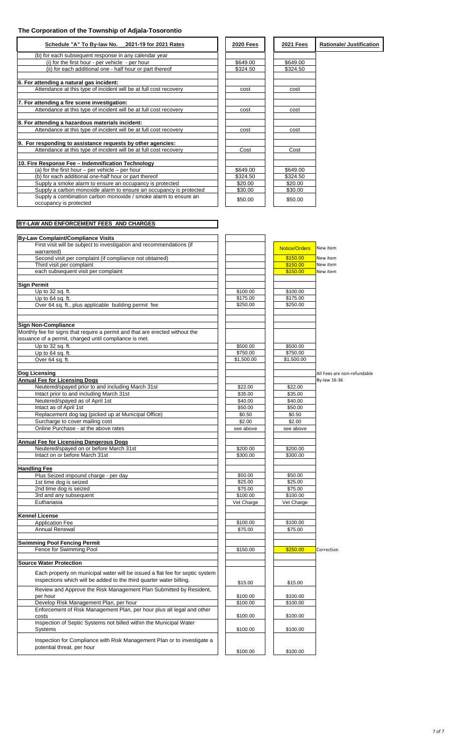## The Corporation of the Township of Adjala-Tosorontio

| Schedule "A" To By-law No. __2021-19 for 2021 Rates | 2020 Fees | 2021 Fees | Rationale/ Justification |
|---|---|---|---|
| (b) for each subsequent response in any calendar year | | | |
| (i) for the first hour - per vehicle - per hour | $649.00 | $649.00 | |
| (ii) for each additional one - half hour or part thereof | $324.50 | $324.50 | |
| | | | |
| **6. For attending a natural gas incident:** | | | |
| Attendance at this type of incident will be at full cost recovery | cost | cost | |
| | | | |
| **7. For attending a fire scene investigation:** | | | |
| Attendance at this type of incident will be at full cost recovery | cost | cost | |
| | | | |
| **8. For attending a hazardous materials incident:** | | | |
| Attendance at this type of incident will be at full cost recovery | cost | cost | |
| | | | |
| **9. For responding to assistance requests by other agencies:** | | | |
| Attendance at this type of incident will be at full cost recovery | Cost | Cost | |
| | | | |
| **10. Fire Response Fee – Indemnification Technology** | | | |
| (a) for the first hour – per vehicle – per hour | $649.00 | $649.00 | |
| (b) for each additional one-half hour or part thereof | $324.50 | $324.50 | |
| Supply a smoke alarm to ensure an occupancy is protected | $20.00 | $20.00 | |
| Supply a carbon monoxide alarm to ensure an occupancy is protected | $30.00 | $30.00 | |
| Supply a combination carbon monoxide / smoke alarm to ensure an occupancy is protected | $50.00 | $50.00 | |

**BY-LAW AND ENFORCEMENT FEES AND CHARGES**

| | 2020 Fees | 2021 Fees | Rationale/ Justification |
|---|---|---|---|
| **By-Law Complaint/Compliance Visits** | | | |
| First visit will be subject to investigation and recommendations (if warranted) | | Notice/Orders | New item |
| Second visit per complaint (if compliance not obtained) | | $150.00 | New item |
| Third visit per complaint | | $150.00 | New item |
| each subsequent visit per complaint | | $150.00 | New item |
| | | | |
| **Sign Permit** | | | |
| Up to 32 sq. ft. | $100.00 | $100.00 | |
| Up to 64 sq. ft. | $175.00 | $175.00 | |
| Over 64 sq. ft., plus applicable building permit fee | $250.00 | $250.00 | |
| | | | |
| **Sign Non-Compliance** | | | |
| Monthly fee for signs that require a permit and that are erected without the issuance of a permit, charged until compliance is met. | | | |
| Up to 32 sq. ft. | $500.00 | $500.00 | |
| Up to 64 sq. ft. | $750.00 | $750.00 | |
| Over 64 sq. ft. | $1,500.00 | $1,500.00 | |
| | | | |
| **Dog Licensing** | | | All Fees are non-refundable By-law 16-36 |
| **Annual Fee for Licensing Dogs** | | | |
| Neutered/spayed prior to and including March 31st | $22.00 | $22.00 | |
| Intact prior to and including March 31st | $35.00 | $35.00 | |
| Neutered/spayed as of April 1st | $40.00 | $40.00 | |
| Intact as of April 1st | $50.00 | $50.00 | |
| Replacement dog tag (picked up at Municipal Office) | $0.50 | $0.50 | |
| Surcharge to cover mailing cost | $2.00 | $2.00 | |
| Online Purchase - at the above rates | see above | see above | |
| | | | |
| **Annual Fee for Licensing Dangerous Dogs** | | | |
| Neutered/spayed on or before March 31st | $200.00 | $200.00 | |
| Intact on or before March 31st | $300.00 | $300.00 | |
| | | | |
| **Handling Fee** | | | |
| Plus Seized impound charge - per day | $50.00 | $50.00 | |
| 1st time dog is seized | $25.00 | $25.00 | |
| 2nd time dog is seized | $75.00 | $75.00 | |
| 3rd and any subsequent | $100.00 | $100.00 | |
| Euthanasia | Vet Charge | Vet Charge | |
| | | | |
| **Kennel License** | | | |
| Application Fee | $100.00 | $100.00 | |
| Annual Renewal | $75.00 | $75.00 | |
| | | | |
| **Swimming Pool Fencing Permit** | | | |
| Fence for Swimming Pool | $150.00 | $250.00 | Correction |
| | | | |
| **Source Water Protection** | | | |
| Each property on municipal water will be issued a flat fee for septic system inspections which will be added to the third quarter water billing. | $15.00 | $15.00 | |
| Review and Approve the Risk Management Plan Submitted by Resident, per hour | $100.00 | $100.00 | |
| Develop Risk Management Plan, per hour | $100.00 | $100.00 | |
| Enforcement of Risk Management Plan, per hour plus all legal and other costs | $100.00 | $100.00 | |
| Inspection of Septic Systems not billed within the Municipal Water Systems | $100.00 | $100.00 | |
| Inspection for Compliance with Risk Management Plan or to investigate a potential threat, per hour | $100.00 | $100.00 | |